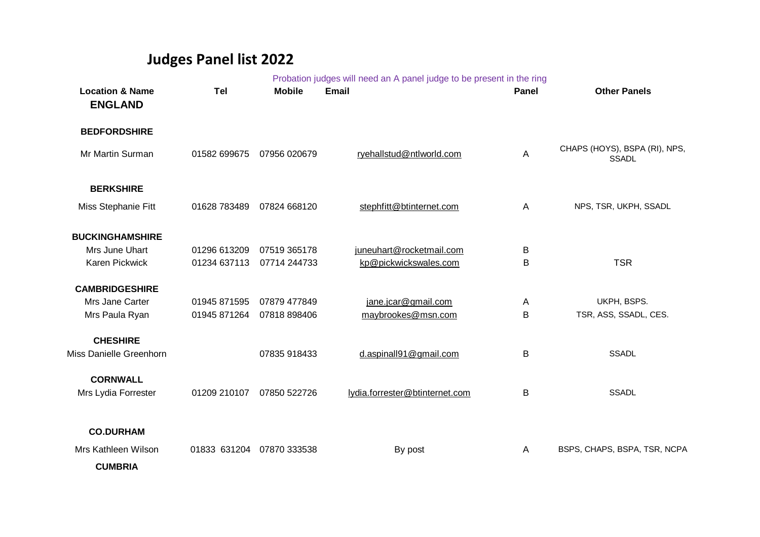# Judges Panel list 2022

Probation judges will need an A panel judge to be present in the ring

| Location & Name | Tel | Mobile | Email | Panel | Other Panels |
|---|---|---|---|---|---|
| **ENGLAND** | | | | | |
| **BEDFORDSHIRE** | | | | | |
| Mr Martin Surman | 01582 699675 | 07956 020679 | ryehallstud@ntlworld.com | A | CHAPS (HOYS), BSPA (RI), NPS, SSADL |
| **BERKSHIRE** | | | | | |
| Miss Stephanie Fitt | 01628 783489 | 07824 668120 | stephfitt@btinternet.com | A | NPS, TSR, UKPH, SSADL |
| **BUCKINGHAMSHIRE** | | | | | |
| Mrs June Uhart | 01296 613209 | 07519 365178 | juneuhart@rocketmail.com | B | |
| Karen Pickwick | 01234 637113 | 07714 244733 | kp@pickwickswales.com | B | TSR |
| **CAMBRIDGESHIRE** | | | | | |
| Mrs Jane Carter | 01945 871595 | 07879 477849 | jane.jcar@gmail.com | A | UKPH, BSPS. |
| Mrs Paula Ryan | 01945 871264 | 07818 898406 | maybrookes@msn.com | B | TSR, ASS, SSADL, CES. |
| **CHESHIRE** | | | | | |
| Miss Danielle Greenhorn | | 07835 918433 | d.aspinall91@gmail.com | B | SSADL |
| **CORNWALL** | | | | | |
| Mrs Lydia Forrester | 01209 210107 | 07850 522726 | lydia.forrester@btinternet.com | B | SSADL |
| **CO.DURHAM** | | | | | |
| Mrs Kathleen Wilson | 01833 631204 | 07870 333538 | By post | A | BSPS, CHAPS, BSPA, TSR, NCPA |
| **CUMBRIA** | | | | | |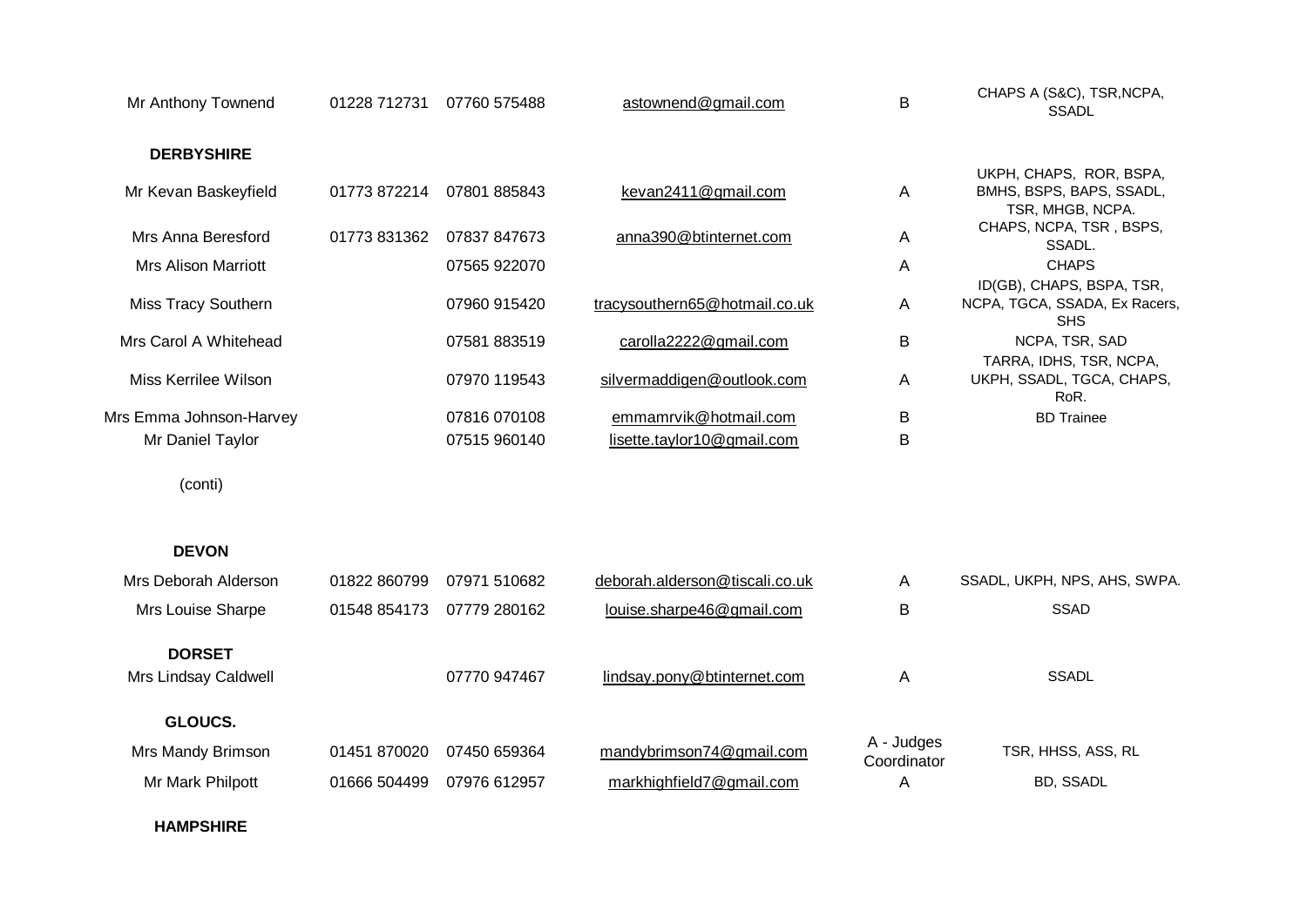| Name | Telephone | Mobile | Email | Panel | Qualifications |
|---|---|---|---|---|---|
| Mr Anthony Townend | 01228 712731 | 07760 575488 | astownend@gmail.com | B | CHAPS A (S&C), TSR,NCPA, SSADL |
| **DERBYSHIRE** | | | | | |
| Mr Kevan Baskeyfield | 01773 872214 | 07801 885843 | kevan2411@gmail.com | A | UKPH, CHAPS, ROR, BSPA, BMHS, BSPS, BAPS, SSADL, TSR, MHGB, NCPA. |
| Mrs Anna Beresford | 01773 831362 | 07837 847673 | anna390@btinternet.com | A | CHAPS, NCPA, TSR , BSPS, SSADL. |
| Mrs Alison Marriott | | 07565 922070 | | A | CHAPS |
| Miss Tracy Southern | | 07960 915420 | tracysouthern65@hotmail.co.uk | A | ID(GB), CHAPS, BSPA, TSR, NCPA, TGCA, SSADA, Ex Racers, SHS |
| Mrs Carol A Whitehead | | 07581 883519 | carolla2222@gmail.com | B | NCPA, TSR, SAD |
| Miss Kerrilee Wilson | | 07970 119543 | silvermaddigen@outlook.com | A | TARRA, IDHS, TSR, NCPA, UKPH, SSADL, TGCA, CHAPS, RoR. |
| Mrs Emma Johnson-Harvey | | 07816 070108 | emmamrvik@hotmail.com | B | BD Trainee |
| Mr Daniel Taylor | | 07515 960140 | lisette.taylor10@gmail.com | B | |
| (conti) | | | | | |
| **DEVON** | | | | | |
| Mrs Deborah Alderson | 01822 860799 | 07971 510682 | deborah.alderson@tiscali.co.uk | A | SSADL, UKPH, NPS, AHS, SWPA. |
| Mrs Louise Sharpe | 01548 854173 | 07779 280162 | louise.sharpe46@gmail.com | B | SSAD |
| **DORSET** | | | | | |
| Mrs Lindsay Caldwell | | 07770 947467 | lindsay.pony@btinternet.com | A | SSADL |
| **GLOUCS.** | | | | | |
| Mrs Mandy Brimson | 01451 870020 | 07450 659364 | mandybrimson74@gmail.com | A - Judges Coordinator | TSR, HHSS, ASS, RL |
| Mr Mark Philpott | 01666 504499 | 07976 612957 | markhighfield7@gmail.com | A | BD, SSADL |
| **HAMPSHIRE** | | | | | |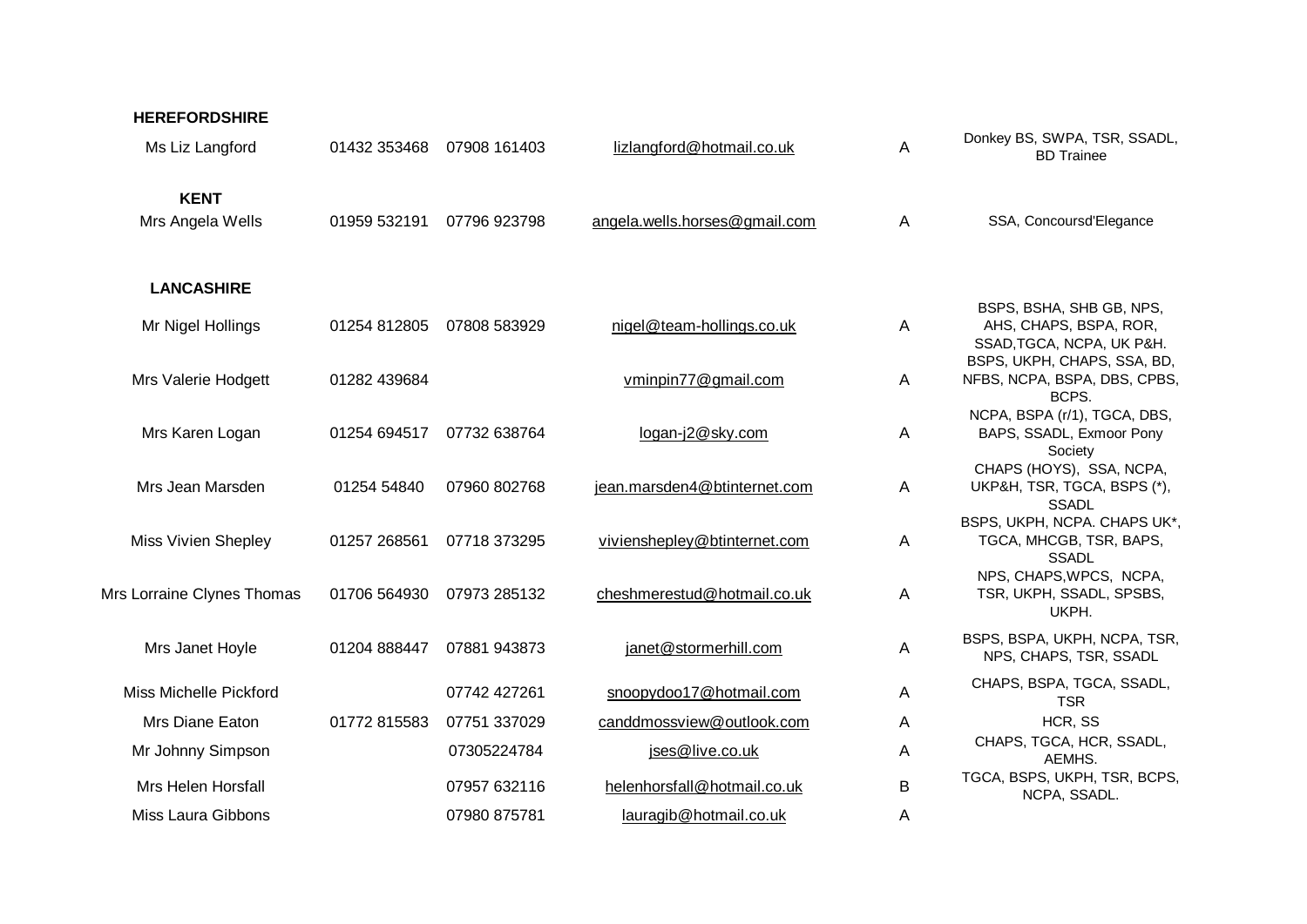| | | | | | |
|---|---|---|---|---|---|
| **HEREFORDSHIRE** | | | | | |
| Ms Liz Langford | 01432 353468 | 07908 161403 | lizlangford@hotmail.co.uk | A | Donkey BS, SWPA, TSR, SSADL, BD Trainee |
| **KENT** | | | | | |
| Mrs Angela Wells | 01959 532191 | 07796 923798 | angela.wells.horses@gmail.com | A | SSA, Concoursd'Elegance |
| **LANCASHIRE** | | | | | |
| Mr Nigel Hollings | 01254 812805 | 07808 583929 | nigel@team-hollings.co.uk | A | BSPS, BSHA, SHB GB, NPS, AHS, CHAPS, BSPA, ROR, SSAD,TGCA, NCPA, UK P&H. |
| Mrs Valerie Hodgett | 01282 439684 | | vminpin77@gmail.com | A | BSPS, UKPH, CHAPS, SSA, BD, NFBS, NCPA, BSPA, DBS, CPBS, BCPS. |
| Mrs Karen Logan | 01254 694517 | 07732 638764 | logan-j2@sky.com | A | NCPA, BSPA (r/1), TGCA, DBS, BAPS, SSADL, Exmoor Pony Society |
| Mrs Jean Marsden | 01254 54840 | 07960 802768 | jean.marsden4@btinternet.com | A | CHAPS (HOYS), SSA, NCPA, UKP&H, TSR, TGCA, BSPS (*), SSADL |
| Miss Vivien Shepley | 01257 268561 | 07718 373295 | vivienshepley@btinternet.com | A | BSPS, UKPH, NCPA. CHAPS UK*, TGCA, MHCGB, TSR, BAPS, SSADL |
| Mrs Lorraine Clynes Thomas | 01706 564930 | 07973 285132 | cheshmerestud@hotmail.co.uk | A | NPS, CHAPS,WPCS, NCPA, TSR, UKPH, SSADL, SPSBS, UKPH. |
| Mrs Janet Hoyle | 01204 888447 | 07881 943873 | janet@stormerhill.com | A | BSPS, BSPA, UKPH, NCPA, TSR, NPS, CHAPS, TSR, SSADL |
| Miss Michelle Pickford | | 07742 427261 | snoopydoo17@hotmail.com | A | CHAPS, BSPA, TGCA, SSADL, TSR |
| Mrs Diane Eaton | 01772 815583 | 07751 337029 | canddmossview@outlook.com | A | HCR, SS |
| Mr Johnny Simpson | | 07305224784 | jses@live.co.uk | A | CHAPS, TGCA, HCR, SSADL, AEMHS. |
| Mrs Helen Horsfall | | 07957 632116 | helenhorsfall@hotmail.co.uk | B | TGCA, BSPS, UKPH, TSR, BCPS, NCPA, SSADL. |
| Miss Laura Gibbons | | 07980 875781 | lauragib@hotmail.co.uk | A | |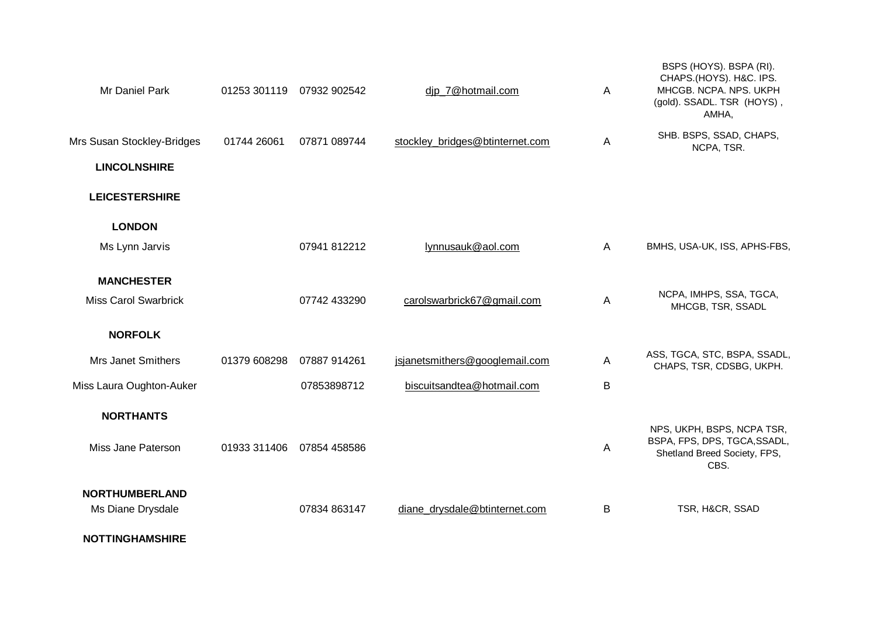| | | | | | |
|---|---|---|---|---|---|
| Mr Daniel Park | 01253 301119 | 07932 902542 | djp_7@hotmail.com | A | BSPS (HOYS). BSPA (RI). CHAPS.(HOYS). H&C. IPS. MHCGB. NCPA. NPS. UKPH (gold). SSADL. TSR (HOYS) , AMHA, |
| Mrs Susan Stockley-Bridges | 01744 26061 | 07871 089744 | stockley_bridges@btinternet.com | A | SHB. BSPS, SSAD, CHAPS, NCPA, TSR. |
| **LINCOLNSHIRE** | | | | | |
| **LEICESTERSHIRE** | | | | | |
| **LONDON** | | | | | |
| Ms Lynn Jarvis | | 07941 812212 | lynnusauk@aol.com | A | BMHS, USA-UK, ISS, APHS-FBS, |
| **MANCHESTER** | | | | | |
| Miss Carol Swarbrick | | 07742 433290 | carolswarbrick67@gmail.com | A | NCPA, IMHPS, SSA, TGCA, MHCGB, TSR, SSADL |
| **NORFOLK** | | | | | |
| Mrs Janet Smithers | 01379 608298 | 07887 914261 | jsjanetsmithers@googlemail.com | A | ASS, TGCA, STC, BSPA, SSADL, CHAPS, TSR, CDSBG, UKPH. |
| Miss Laura Oughton-Auker | | 07853898712 | biscuitsandtea@hotmail.com | B | |
| **NORTHANTS** | | | | | |
| Miss Jane Paterson | 01933 311406 | 07854 458586 | | A | NPS, UKPH, BSPS, NCPA TSR, BSPA, FPS, DPS, TGCA,SSADL, Shetland Breed Society, FPS, CBS. |
| **NORTHUMBERLAND** | | | | | |
| Ms Diane Drysdale | | 07834 863147 | diane_drysdale@btinternet.com | B | TSR, H&CR, SSAD |
| **NOTTINGHAMSHIRE** | | | | | |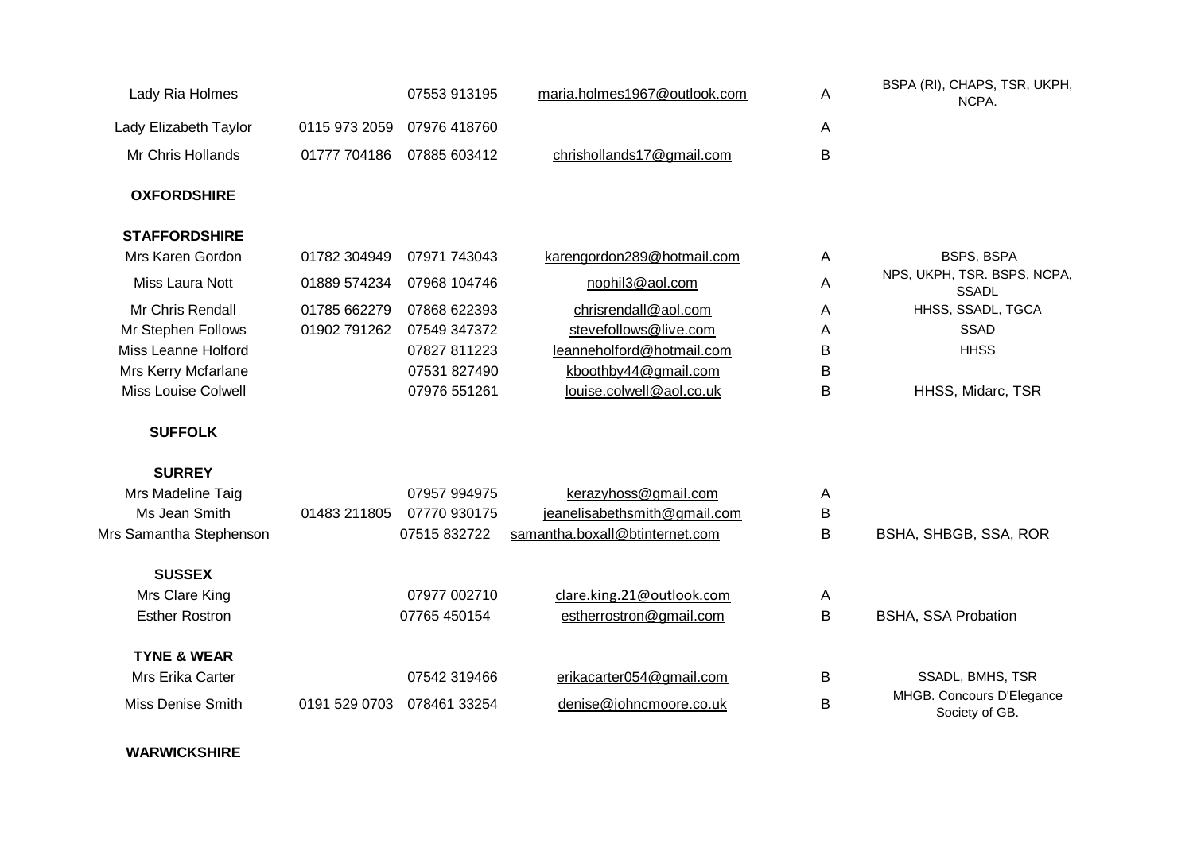| | | | | | |
|---|---|---|---|---|---|
| Lady Ria Holmes | | 07553 913195 | maria.holmes1967@outlook.com | A | BSPA (RI), CHAPS, TSR, UKPH, NCPA. |
| Lady Elizabeth Taylor | 0115 973 2059 | 07976 418760 | | A | |
| Mr Chris Hollands | 01777 704186 | 07885 603412 | chrishollands17@gmail.com | B | |
| **OXFORDSHIRE** | | | | | |
| **STAFFORDSHIRE** | | | | | |
| Mrs Karen Gordon | 01782 304949 | 07971 743043 | karengordon289@hotmail.com | A | BSPS, BSPA |
| Miss Laura Nott | 01889 574234 | 07968 104746 | nophil3@aol.com | A | NPS, UKPH, TSR. BSPS, NCPA, SSADL |
| Mr Chris Rendall | 01785 662279 | 07868 622393 | chrisrendall@aol.com | A | HHSS, SSADL, TGCA |
| Mr Stephen Follows | 01902 791262 | 07549 347372 | stevefollows@live.com | A | SSAD |
| Miss Leanne Holford | | 07827 811223 | leanneholford@hotmail.com | B | HHSS |
| Mrs Kerry Mcfarlane | | 07531 827490 | kboothby44@gmail.com | B | |
| Miss Louise Colwell | | 07976 551261 | louise.colwell@aol.co.uk | B | HHSS, Midarc, TSR |
| **SUFFOLK** | | | | | |
| **SURREY** | | | | | |
| Mrs Madeline Taig | | 07957 994975 | kerazyhoss@gmail.com | A | |
| Ms Jean Smith | 01483 211805 | 07770 930175 | jeanelisabethsmith@gmail.com | B | |
| Mrs Samantha Stephenson | | 07515 832722 | samantha.boxall@btinternet.com | B | BSHA, SHBGB, SSA, ROR |
| **SUSSEX** | | | | | |
| Mrs Clare King | | 07977 002710 | clare.king.21@outlook.com | A | |
| Esther Rostron | | 07765 450154 | estherrostron@gmail.com | B | BSHA, SSA Probation |
| **TYNE & WEAR** | | | | | |
| Mrs Erika Carter | | 07542 319466 | erikacarter054@gmail.com | B | SSADL, BMHS, TSR |
| Miss Denise Smith | 0191 529 0703 | 078461 33254 | denise@johncmoore.co.uk | B | MHGB. Concours D'Elegance Society of GB. |
| **WARWICKSHIRE** | | | | | |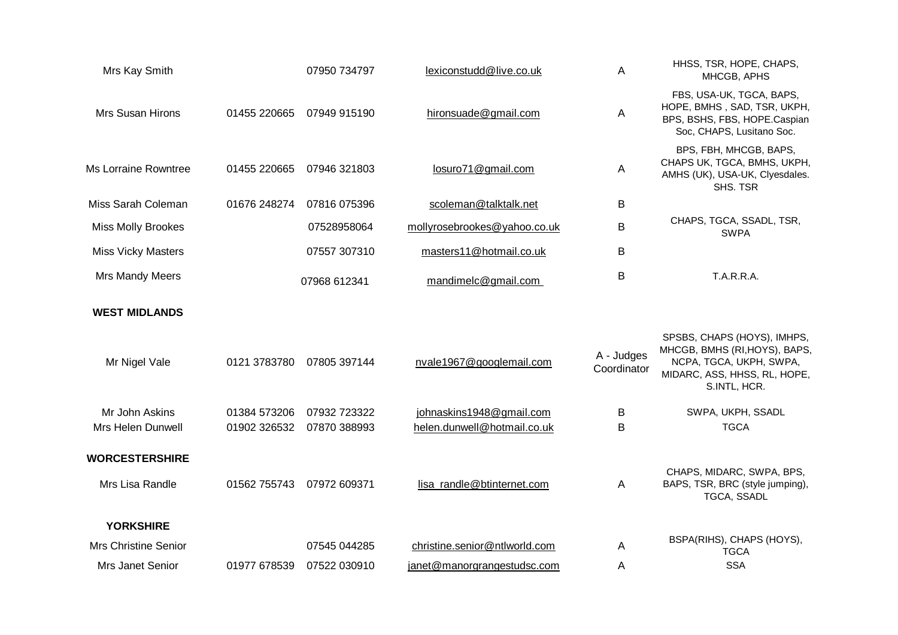| | | | | | |
|---|---|---|---|---|---|
| Mrs Kay Smith | | 07950 734797 | lexiconstudd@live.co.uk | A | HHSS, TSR, HOPE, CHAPS, MHCGB, APHS |
| Mrs Susan Hirons | 01455 220665 | 07949 915190 | hironsuade@gmail.com | A | FBS, USA-UK, TGCA, BAPS, HOPE, BMHS , SAD, TSR, UKPH, BPS, BSHS, FBS, HOPE.Caspian Soc, CHAPS, Lusitano Soc. |
| Ms Lorraine Rowntree | 01455 220665 | 07946 321803 | losuro71@gmail.com | A | BPS, FBH, MHCGB, BAPS, CHAPS UK, TGCA, BMHS, UKPH, AMHS (UK), USA-UK, Clyesdales. SHS. TSR |
| Miss Sarah Coleman | 01676 248274 | 07816 075396 | scoleman@talktalk.net | B | |
| Miss Molly Brookes | | 07528958064 | mollyrosebrookes@yahoo.co.uk | B | CHAPS, TGCA, SSADL, TSR, SWPA |
| Miss Vicky Masters | | 07557 307310 | masters11@hotmail.co.uk | B | |
| Mrs Mandy Meers | | 07968 612341 | mandimelc@gmail.com | B | T.A.R.R.A. |
| **WEST MIDLANDS** | | | | | |
| Mr Nigel Vale | 0121 3783780 | 07805 397144 | nvale1967@googlemail.com | A - Judges Coordinator | SPSBS, CHAPS (HOYS), IMHPS, MHCGB, BMHS (RI,HOYS), BAPS, NCPA, TGCA, UKPH, SWPA, MIDARC, ASS, HHSS, RL, HOPE, S.INTL, HCR. |
| Mr John Askins | 01384 573206 | 07932 723322 | johnaskins1948@gmail.com | B | SWPA, UKPH, SSADL |
| Mrs Helen Dunwell | 01902 326532 | 07870 388993 | helen.dunwell@hotmail.co.uk | B | TGCA |
| **WORCESTERSHIRE** | | | | | |
| Mrs Lisa Randle | 01562 755743 | 07972 609371 | lisa_randle@btinternet.com | A | CHAPS, MIDARC, SWPA, BPS, BAPS, TSR, BRC (style jumping), TGCA, SSADL |
| **YORKSHIRE** | | | | | |
| Mrs Christine Senior | | 07545 044285 | christine.senior@ntlworld.com | A | BSPA(RIHS), CHAPS (HOYS), TGCA |
| Mrs Janet Senior | 01977 678539 | 07522 030910 | janet@manorgrangestudsc.com | A | SSA |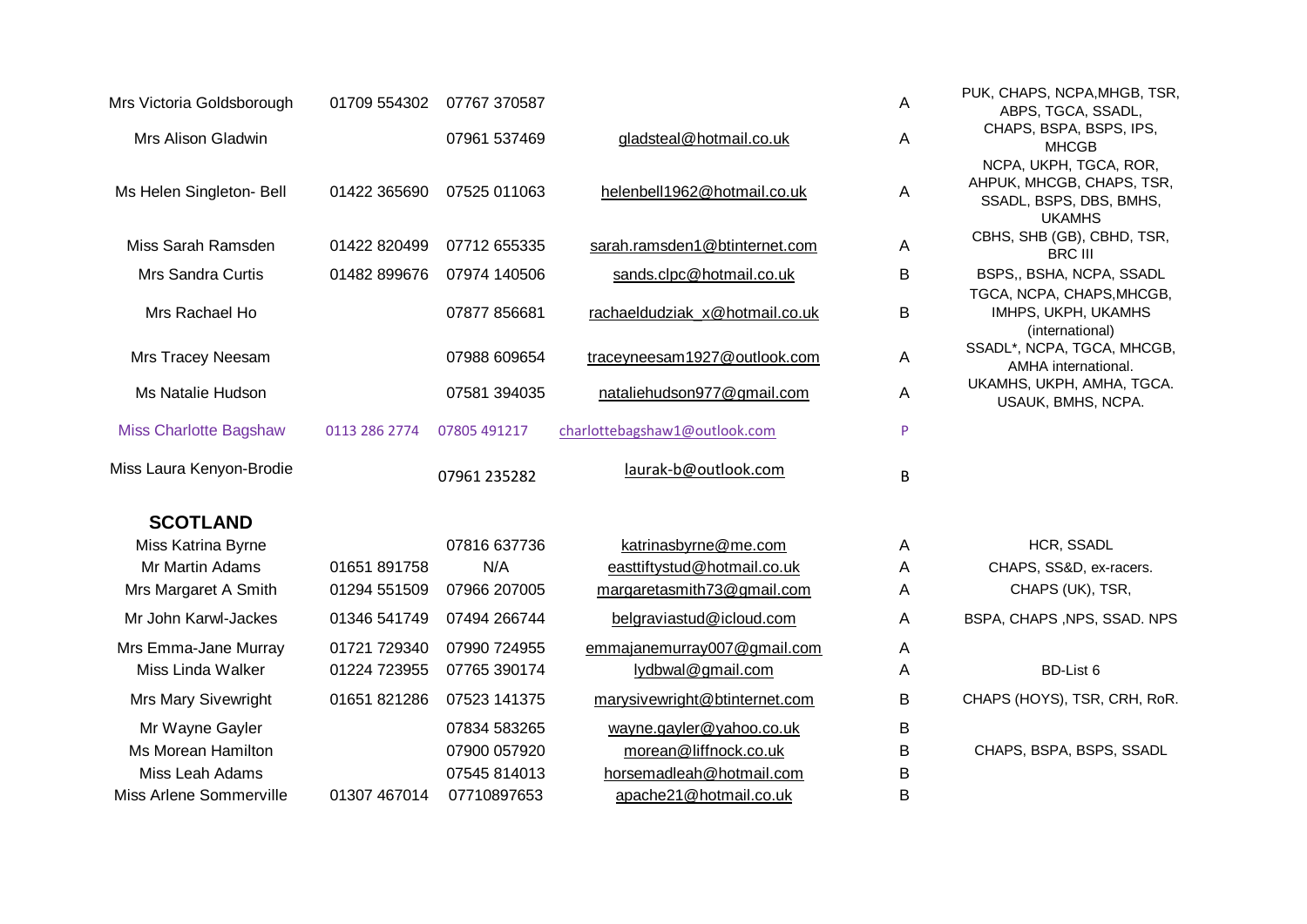| | | | | | |
|---|---|---|---|---|---|
| Mrs Victoria Goldsborough | 01709 554302 | 07767 370587 | | A | PUK, CHAPS, NCPA,MHGB, TSR, ABPS, TGCA, SSADL, |
| Mrs Alison Gladwin | | 07961 537469 | gladsteal@hotmail.co.uk | A | CHAPS, BSPA, BSPS, IPS, MHCGB |
| Ms Helen Singleton- Bell | 01422 365690 | 07525 011063 | helenbell1962@hotmail.co.uk | A | NCPA, UKPH, TGCA, ROR, AHPUK, MHCGB, CHAPS, TSR, SSADL, BSPS, DBS, BMHS, UKAMHS |
| Miss Sarah Ramsden | 01422 820499 | 07712 655335 | sarah.ramsden1@btinternet.com | A | CBHS, SHB (GB), CBHD, TSR, BRC III |
| Mrs Sandra Curtis | 01482 899676 | 07974 140506 | sands.clpc@hotmail.co.uk | B | BSPS,, BSHA, NCPA, SSADL |
| Mrs Rachael Ho | | 07877 856681 | rachaeldudziak_x@hotmail.co.uk | B | TGCA, NCPA, CHAPS,MHCGB, IMHPS, UKPH, UKAMHS (international) |
| Mrs Tracey Neesam | | 07988 609654 | traceyneesam1927@outlook.com | A | SSADL*, NCPA, TGCA, MHCGB, AMHA international. |
| Ms Natalie Hudson | | 07581 394035 | nataliehudson977@gmail.com | A | UKAMHS, UKPH, AMHA, TGCA. USAUK, BMHS, NCPA. |
| Miss Charlotte Bagshaw | 0113 286 2774 | 07805 491217 | charlottebagshaw1@outlook.com | P | |
| Miss Laura Kenyon-Brodie | | 07961 235282 | laurak-b@outlook.com | B | |

## SCOTLAND

| | | | | | |
|---|---|---|---|---|---|
| Miss Katrina Byrne | | 07816 637736 | katrinasbyrne@me.com | A | HCR, SSADL |
| Mr Martin Adams | 01651 891758 | N/A | easttiftystud@hotmail.co.uk | A | CHAPS, SS&D, ex-racers. |
| Mrs Margaret A Smith | 01294 551509 | 07966 207005 | margaretasmith73@gmail.com | A | CHAPS (UK), TSR, |
| Mr John Karwl-Jackes | 01346 541749 | 07494 266744 | belgraviastud@icloud.com | A | BSPA, CHAPS ,NPS, SSAD. NPS |
| Mrs Emma-Jane Murray | 01721 729340 | 07990 724955 | emmajanemurray007@gmail.com | A | |
| Miss Linda Walker | 01224 723955 | 07765 390174 | lydbwal@gmail.com | A | BD-List 6 |
| Mrs Mary Sivewright | 01651 821286 | 07523 141375 | marysivewright@btinternet.com | B | CHAPS (HOYS), TSR, CRH, RoR. |
| Mr Wayne Gayler | | 07834 583265 | wayne.gayler@yahoo.co.uk | B | |
| Ms Morean Hamilton | | 07900 057920 | morean@liffnock.co.uk | B | CHAPS, BSPA, BSPS, SSADL |
| Miss Leah Adams | | 07545 814013 | horsemadleah@hotmail.com | B | |
| Miss Arlene Sommerville | 01307 467014 | 07710897653 | apache21@hotmail.co.uk | B | |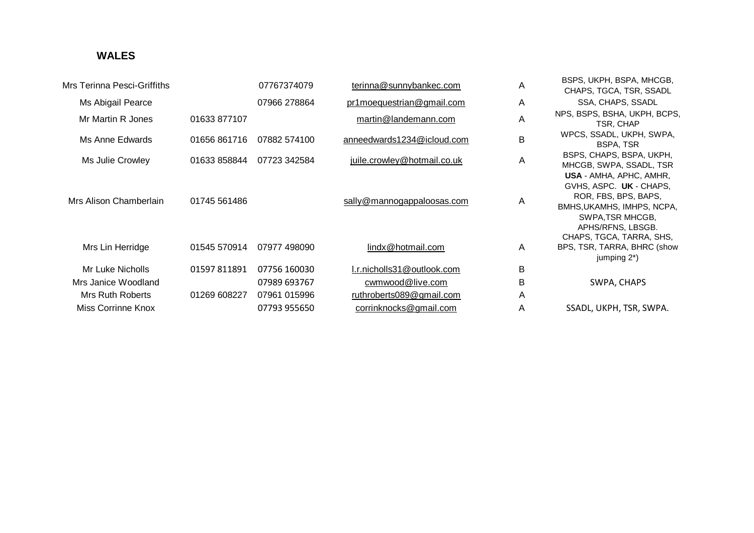**WALES**

| | | | | | |
|---|---|---|---|---|---|
| Mrs Terinna Pesci-Griffiths | | 07767374079 | terinna@sunnybankec.com | A | BSPS, UKPH, BSPA, MHCGB, CHAPS, TGCA, TSR, SSADL |
| Ms Abigail Pearce | | 07966 278864 | pr1moequestrian@gmail.com | A | SSA, CHAPS, SSADL |
| Mr Martin R Jones | 01633 877107 | | martin@landemann.com | A | NPS, BSPS, BSHA, UKPH, BCPS, TSR, CHAP |
| Ms Anne Edwards | 01656 861716 | 07882 574100 | anneedwards1234@icloud.com | B | WPCS, SSADL, UKPH, SWPA, BSPA, TSR |
| Ms Julie Crowley | 01633 858844 | 07723 342584 | juile.crowley@hotmail.co.uk | A | BSPS, CHAPS, BSPA, UKPH, MHCGB, SWPA, SSADL, TSR |
| Mrs Alison Chamberlain | 01745 561486 | | sally@mannogappaloosas.com | A | **USA** - AMHA, APHC, AMHR, GVHS, ASPC. **UK** - CHAPS, ROR, FBS, BPS, BAPS, BMHS,UKAMHS, IMHPS, NCPA, SWPA,TSR MHCGB, APHS/RFNS, LBSGB. |
| Mrs Lin Herridge | 01545 570914 | 07977 498090 | lindx@hotmail.com | A | CHAPS, TGCA, TARRA, SHS, BPS, TSR, TARRA, BHRC (show jumping 2*) |
| Mr Luke Nicholls | 01597 811891 | 07756 160030 | l.r.nicholls31@outlook.com | B | |
| Mrs Janice Woodland | | 07989 693767 | cwmwood@live.com | B | SWPA, CHAPS |
| Mrs Ruth Roberts | 01269 608227 | 07961 015996 | ruthroberts089@gmail.com | A | |
| Miss Corrinne Knox | | 07793 955650 | corrinknocks@gmail.com | A | SSADL, UKPH, TSR, SWPA. |